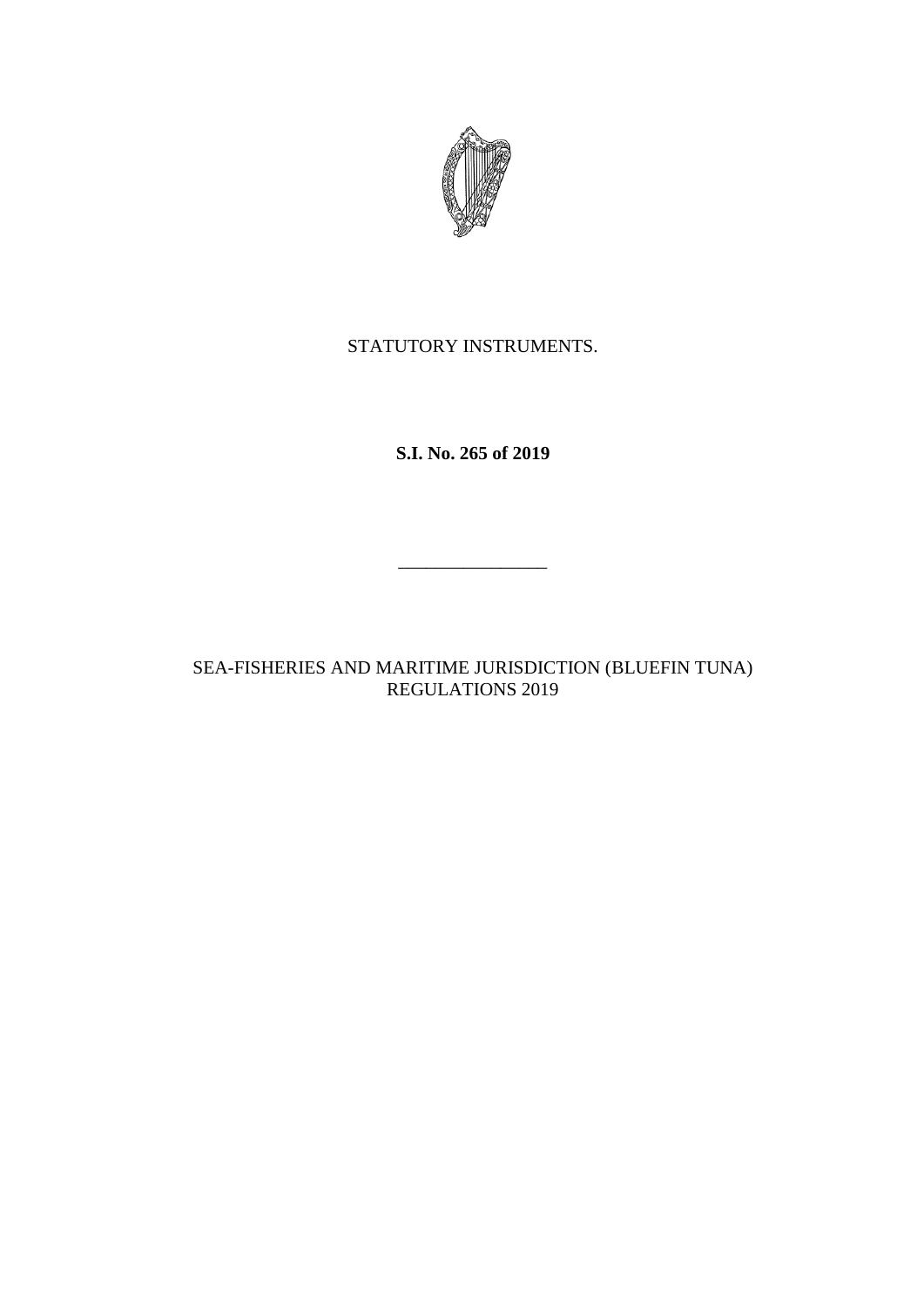STATUTORY INSTRUMENTS.

**S.I. No. 265 of 2019**

---

SEA-FISHERIES AND MARITIME JURISDICTION (BLUEFIN TUNA) REGULATIONS 2019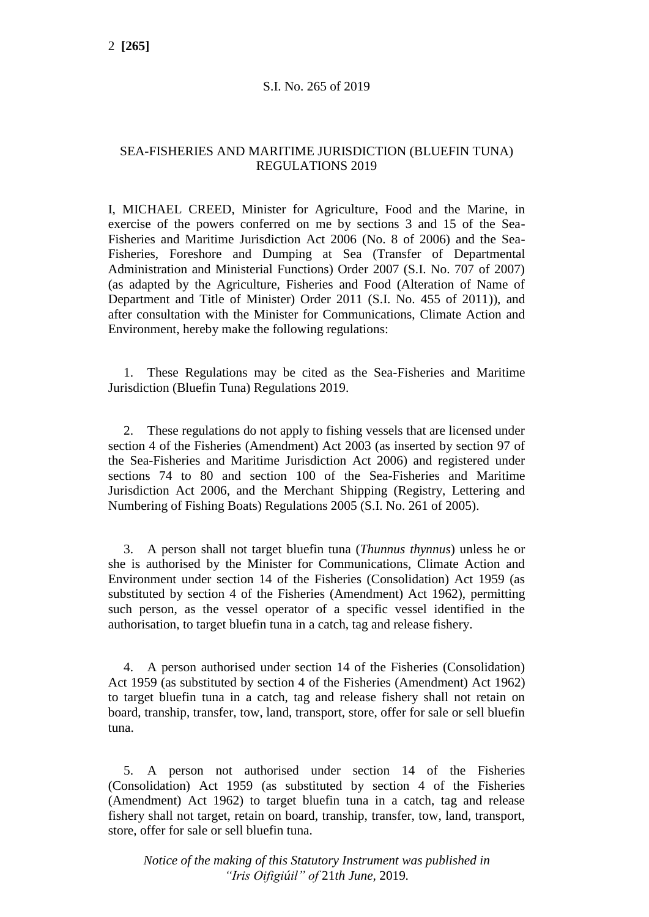S.I. No. 265 of 2019

SEA-FISHERIES AND MARITIME JURISDICTION (BLUEFIN TUNA) REGULATIONS 2019

I, MICHAEL CREED, Minister for Agriculture, Food and the Marine, in exercise of the powers conferred on me by sections 3 and 15 of the Sea-Fisheries and Maritime Jurisdiction Act 2006 (No. 8 of 2006) and the Sea-Fisheries, Foreshore and Dumping at Sea (Transfer of Departmental Administration and Ministerial Functions) Order 2007 (S.I. No. 707 of 2007) (as adapted by the Agriculture, Fisheries and Food (Alteration of Name of Department and Title of Minister) Order 2011 (S.I. No. 455 of 2011)), and after consultation with the Minister for Communications, Climate Action and Environment, hereby make the following regulations:

1. These Regulations may be cited as the Sea-Fisheries and Maritime Jurisdiction (Bluefin Tuna) Regulations 2019.

2. These regulations do not apply to fishing vessels that are licensed under section 4 of the Fisheries (Amendment) Act 2003 (as inserted by section 97 of the Sea-Fisheries and Maritime Jurisdiction Act 2006) and registered under sections 74 to 80 and section 100 of the Sea-Fisheries and Maritime Jurisdiction Act 2006, and the Merchant Shipping (Registry, Lettering and Numbering of Fishing Boats) Regulations 2005 (S.I. No. 261 of 2005).

3. A person shall not target bluefin tuna (*Thunnus thynnus*) unless he or she is authorised by the Minister for Communications, Climate Action and Environment under section 14 of the Fisheries (Consolidation) Act 1959 (as substituted by section 4 of the Fisheries (Amendment) Act 1962), permitting such person, as the vessel operator of a specific vessel identified in the authorisation, to target bluefin tuna in a catch, tag and release fishery.

4. A person authorised under section 14 of the Fisheries (Consolidation) Act 1959 (as substituted by section 4 of the Fisheries (Amendment) Act 1962) to target bluefin tuna in a catch, tag and release fishery shall not retain on board, tranship, transfer, tow, land, transport, store, offer for sale or sell bluefin tuna.

5. A person not authorised under section 14 of the Fisheries (Consolidation) Act 1959 (as substituted by section 4 of the Fisheries (Amendment) Act 1962) to target bluefin tuna in a catch, tag and release fishery shall not target, retain on board, tranship, transfer, tow, land, transport, store, offer for sale or sell bluefin tuna.

*Notice of the making of this Statutory Instrument was published in "Iris Oifigiúil" of* 21*th June,* 2019.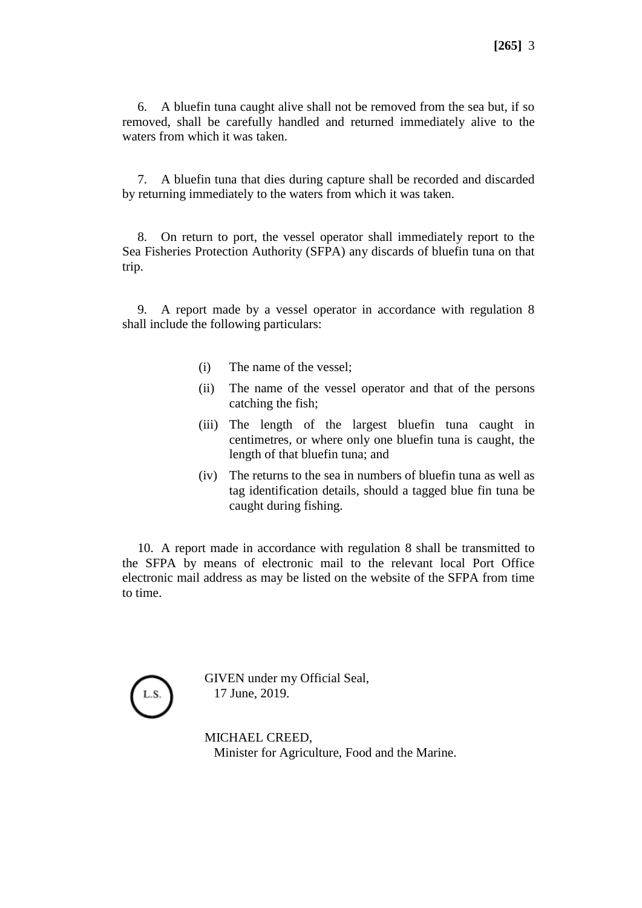6. A bluefin tuna caught alive shall not be removed from the sea but, if so removed, shall be carefully handled and returned immediately alive to the waters from which it was taken.

7. A bluefin tuna that dies during capture shall be recorded and discarded by returning immediately to the waters from which it was taken.

8. On return to port, the vessel operator shall immediately report to the Sea Fisheries Protection Authority (SFPA) any discards of bluefin tuna on that trip.

9. A report made by a vessel operator in accordance with regulation 8 shall include the following particulars:

(i) The name of the vessel;

(ii) The name of the vessel operator and that of the persons catching the fish;

(iii) The length of the largest bluefin tuna caught in centimetres, or where only one bluefin tuna is caught, the length of that bluefin tuna; and

(iv) The returns to the sea in numbers of bluefin tuna as well as tag identification details, should a tagged blue fin tuna be caught during fishing.

10. A report made in accordance with regulation 8 shall be transmitted to the SFPA by means of electronic mail to the relevant local Port Office electronic mail address as may be listed on the website of the SFPA from time to time.

L.S.

GIVEN under my Official Seal,
17 June, 2019.

MICHAEL CREED,
Minister for Agriculture, Food and the Marine.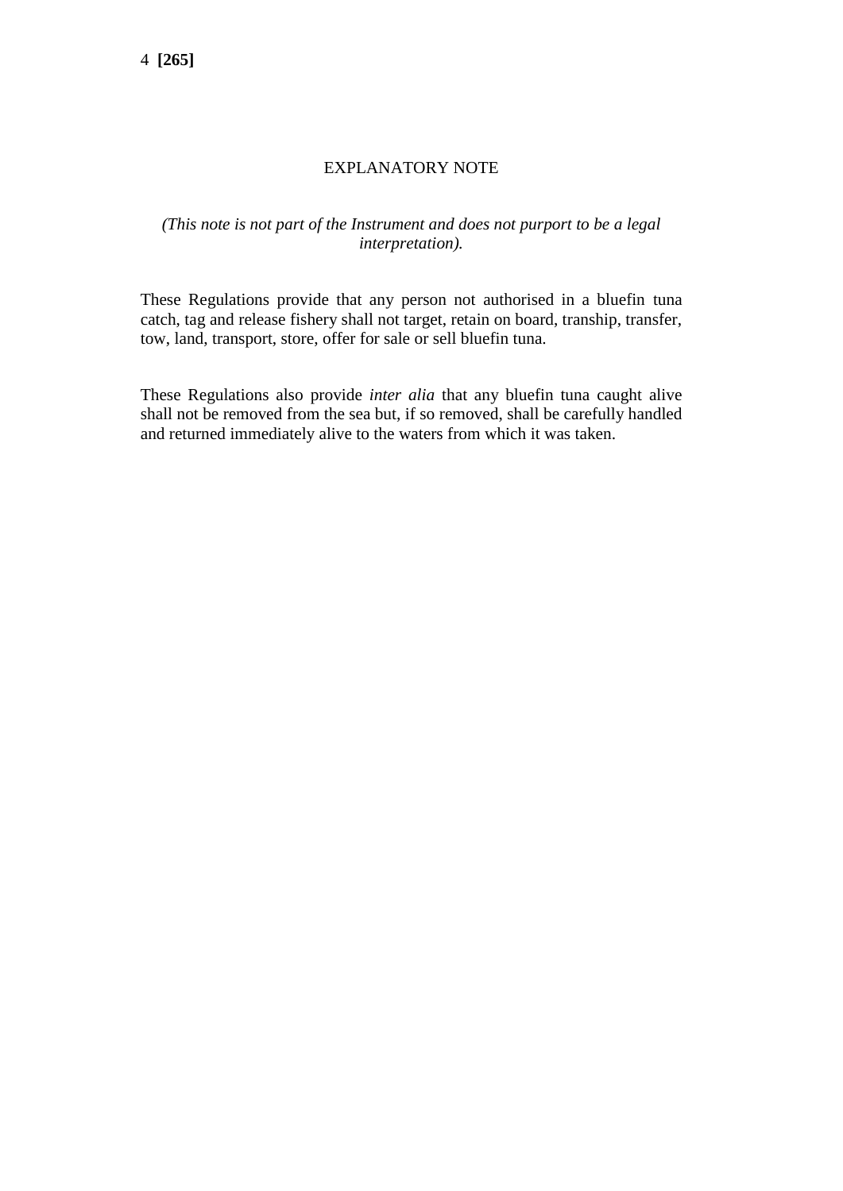## EXPLANATORY NOTE

*(This note is not part of the Instrument and does not purport to be a legal interpretation).*

These Regulations provide that any person not authorised in a bluefin tuna catch, tag and release fishery shall not target, retain on board, tranship, transfer, tow, land, transport, store, offer for sale or sell bluefin tuna.

These Regulations also provide *inter alia* that any bluefin tuna caught alive shall not be removed from the sea but, if so removed, shall be carefully handled and returned immediately alive to the waters from which it was taken.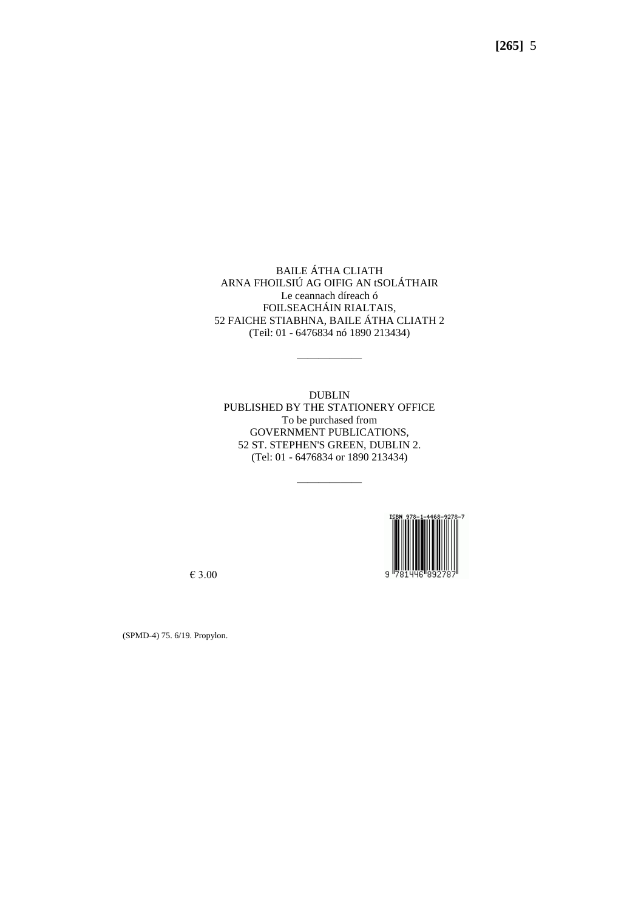BAILE ÁTHA CLIATH
ARNA FHOILSIÚ AG OIFIG AN tSOLÁTHAIR
Le ceannach díreach ó
FOILSEACHÁIN RIALTAIS,
52 FAICHE STIABHNA, BAILE ÁTHA CLIATH 2
(Teil: 01 - 6476834 nó 1890 213434)

---

DUBLIN
PUBLISHED BY THE STATIONERY OFFICE
To be purchased from
GOVERNMENT PUBLICATIONS,
52 ST. STEPHEN'S GREEN, DUBLIN 2.
(Tel: 01 - 6476834 or 1890 213434)

---

ISBN 978-1-4468-9278-7

9 781446 892787

€ 3.00

(SPMD-4) 75. 6/19. Propylon.